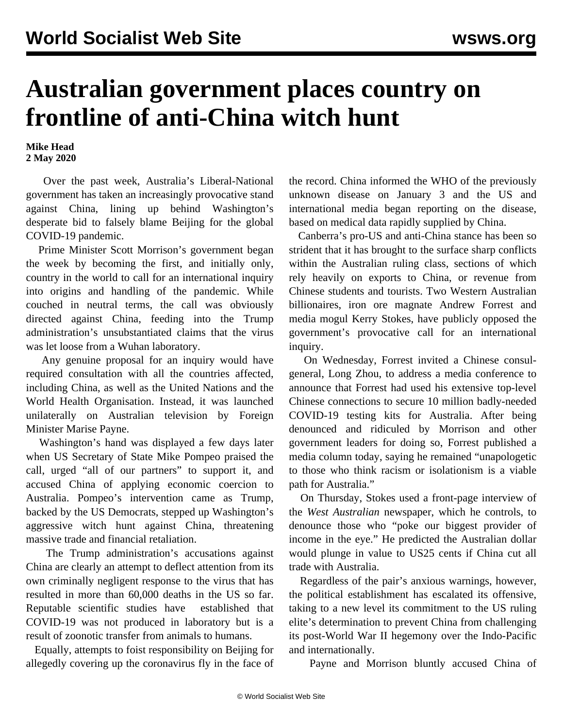# Australian government places country on frontline of anti-China witch hunt

**Mike Head**
**2 May 2020**

Over the past week, Australia's Liberal-National government has taken an increasingly provocative stand against China, lining up behind Washington's desperate bid to falsely blame Beijing for the global COVID-19 pandemic.

Prime Minister Scott Morrison's government began the week by becoming the first, and initially only, country in the world to call for an international inquiry into origins and handling of the pandemic. While couched in neutral terms, the call was obviously directed against China, feeding into the Trump administration's unsubstantiated claims that the virus was let loose from a Wuhan laboratory.

Any genuine proposal for an inquiry would have required consultation with all the countries affected, including China, as well as the United Nations and the World Health Organisation. Instead, it was launched unilaterally on Australian television by Foreign Minister Marise Payne.

Washington's hand was displayed a few days later when US Secretary of State Mike Pompeo praised the call, urged "all of our partners" to support it, and accused China of applying economic coercion to Australia. Pompeo's intervention came as Trump, backed by the US Democrats, stepped up Washington's aggressive witch hunt against China, threatening massive trade and financial retaliation.

The Trump administration's accusations against China are clearly an attempt to deflect attention from its own criminally negligent response to the virus that has resulted in more than 60,000 deaths in the US so far. Reputable scientific studies have established that COVID-19 was not produced in laboratory but is a result of zoonotic transfer from animals to humans.

Equally, attempts to foist responsibility on Beijing for allegedly covering up the coronavirus fly in the face of the record. China informed the WHO of the previously unknown disease on January 3 and the US and international media began reporting on the disease, based on medical data rapidly supplied by China.

Canberra's pro-US and anti-China stance has been so strident that it has brought to the surface sharp conflicts within the Australian ruling class, sections of which rely heavily on exports to China, or revenue from Chinese students and tourists. Two Western Australian billionaires, iron ore magnate Andrew Forrest and media mogul Kerry Stokes, have publicly opposed the government's provocative call for an international inquiry.

On Wednesday, Forrest invited a Chinese consul-general, Long Zhou, to address a media conference to announce that Forrest had used his extensive top-level Chinese connections to secure 10 million badly-needed COVID-19 testing kits for Australia. After being denounced and ridiculed by Morrison and other government leaders for doing so, Forrest published a media column today, saying he remained "unapologetic to those who think racism or isolationism is a viable path for Australia."

On Thursday, Stokes used a front-page interview of the *West Australian* newspaper, which he controls, to denounce those who "poke our biggest provider of income in the eye." He predicted the Australian dollar would plunge in value to US25 cents if China cut all trade with Australia.

Regardless of the pair's anxious warnings, however, the political establishment has escalated its offensive, taking to a new level its commitment to the US ruling elite's determination to prevent China from challenging its post-World War II hegemony over the Indo-Pacific and internationally.

Payne and Morrison bluntly accused China of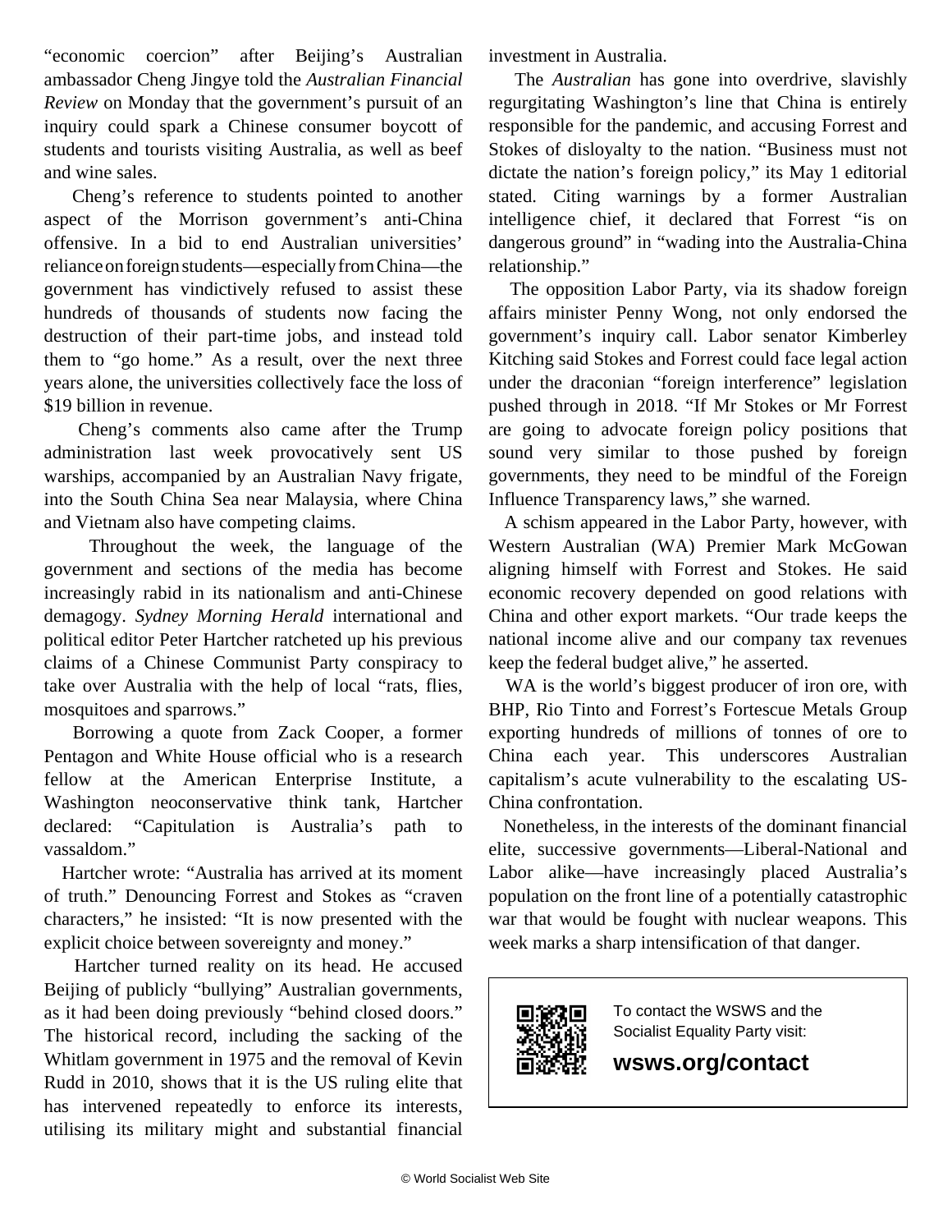"economic coercion" after Beijing's Australian ambassador Cheng Jingye told the *Australian Financial Review* on Monday that the government's pursuit of an inquiry could spark a Chinese consumer boycott of students and tourists visiting Australia, as well as beef and wine sales.

Cheng's reference to students pointed to another aspect of the Morrison government's anti-China offensive. In a bid to end Australian universities' reliance on foreign students—especially from China—the government has vindictively refused to assist these hundreds of thousands of students now facing the destruction of their part-time jobs, and instead told them to "go home." As a result, over the next three years alone, the universities collectively face the loss of $19 billion in revenue.

Cheng's comments also came after the Trump administration last week provocatively sent US warships, accompanied by an Australian Navy frigate, into the South China Sea near Malaysia, where China and Vietnam also have competing claims.

Throughout the week, the language of the government and sections of the media has become increasingly rabid in its nationalism and anti-Chinese demagogy. *Sydney Morning Herald* international and political editor Peter Hartcher ratcheted up his previous claims of a Chinese Communist Party conspiracy to take over Australia with the help of local "rats, flies, mosquitoes and sparrows."

Borrowing a quote from Zack Cooper, a former Pentagon and White House official who is a research fellow at the American Enterprise Institute, a Washington neoconservative think tank, Hartcher declared: "Capitulation is Australia's path to vassaldom."

Hartcher wrote: "Australia has arrived at its moment of truth." Denouncing Forrest and Stokes as "craven characters," he insisted: "It is now presented with the explicit choice between sovereignty and money."

Hartcher turned reality on its head. He accused Beijing of publicly "bullying" Australian governments, as it had been doing previously "behind closed doors." The historical record, including the sacking of the Whitlam government in 1975 and the removal of Kevin Rudd in 2010, shows that it is the US ruling elite that has intervened repeatedly to enforce its interests, utilising its military might and substantial financial investment in Australia.

The *Australian* has gone into overdrive, slavishly regurgitating Washington's line that China is entirely responsible for the pandemic, and accusing Forrest and Stokes of disloyalty to the nation. "Business must not dictate the nation's foreign policy," its May 1 editorial stated. Citing warnings by a former Australian intelligence chief, it declared that Forrest "is on dangerous ground" in "wading into the Australia-China relationship."

The opposition Labor Party, via its shadow foreign affairs minister Penny Wong, not only endorsed the government's inquiry call. Labor senator Kimberley Kitching said Stokes and Forrest could face legal action under the draconian "foreign interference" legislation pushed through in 2018. "If Mr Stokes or Mr Forrest are going to advocate foreign policy positions that sound very similar to those pushed by foreign governments, they need to be mindful of the Foreign Influence Transparency laws," she warned.

A schism appeared in the Labor Party, however, with Western Australian (WA) Premier Mark McGowan aligning himself with Forrest and Stokes. He said economic recovery depended on good relations with China and other export markets. "Our trade keeps the national income alive and our company tax revenues keep the federal budget alive," he asserted.

WA is the world's biggest producer of iron ore, with BHP, Rio Tinto and Forrest's Fortescue Metals Group exporting hundreds of millions of tonnes of ore to China each year. This underscores Australian capitalism's acute vulnerability to the escalating US-China confrontation.

Nonetheless, in the interests of the dominant financial elite, successive governments—Liberal-National and Labor alike—have increasingly placed Australia's population on the front line of a potentially catastrophic war that would be fought with nuclear weapons. This week marks a sharp intensification of that danger.

To contact the WSWS and the Socialist Equality Party visit:

**wsws.org/contact**